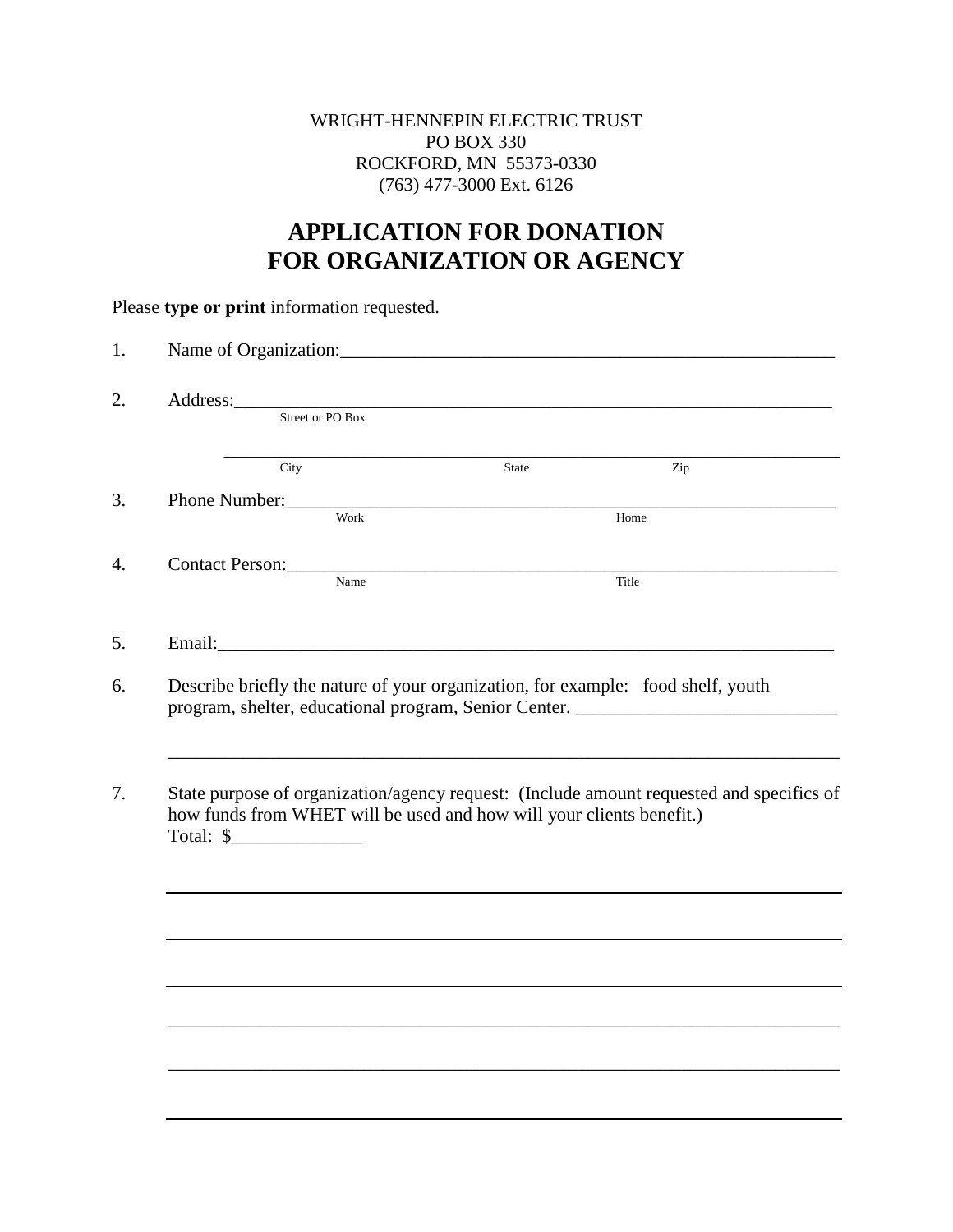WRIGHT-HENNEPIN ELECTRIC TRUST
PO BOX 330
ROCKFORD, MN 55373-0330
(763) 477-3000 Ext. 6126

# APPLICATION FOR DONATION FOR ORGANIZATION OR AGENCY

Please **type or print** information requested.

1. Name of Organization:_______________________________________________________

2. Address:_________________________________________________________________
   Street or PO Box

   _________________________________________________________________________
   City State Zip

3. Phone Number:____________________________________________________________
   Work Home

4. Contact Person:____________________________________________________________
   Name Title

5. Email:___________________________________________________________________

6. Describe briefly the nature of your organization, for example: food shelf, youth program, shelter, educational program, Senior Center. ____________________________

   _________________________________________________________________________

7. State purpose of organization/agency request: (Include amount requested and specifics of how funds from WHET will be used and how will your clients benefit.)
   Total: $______________

   _________________________________________________________________________

   _________________________________________________________________________

   _________________________________________________________________________

   _________________________________________________________________________

   _________________________________________________________________________

   _________________________________________________________________________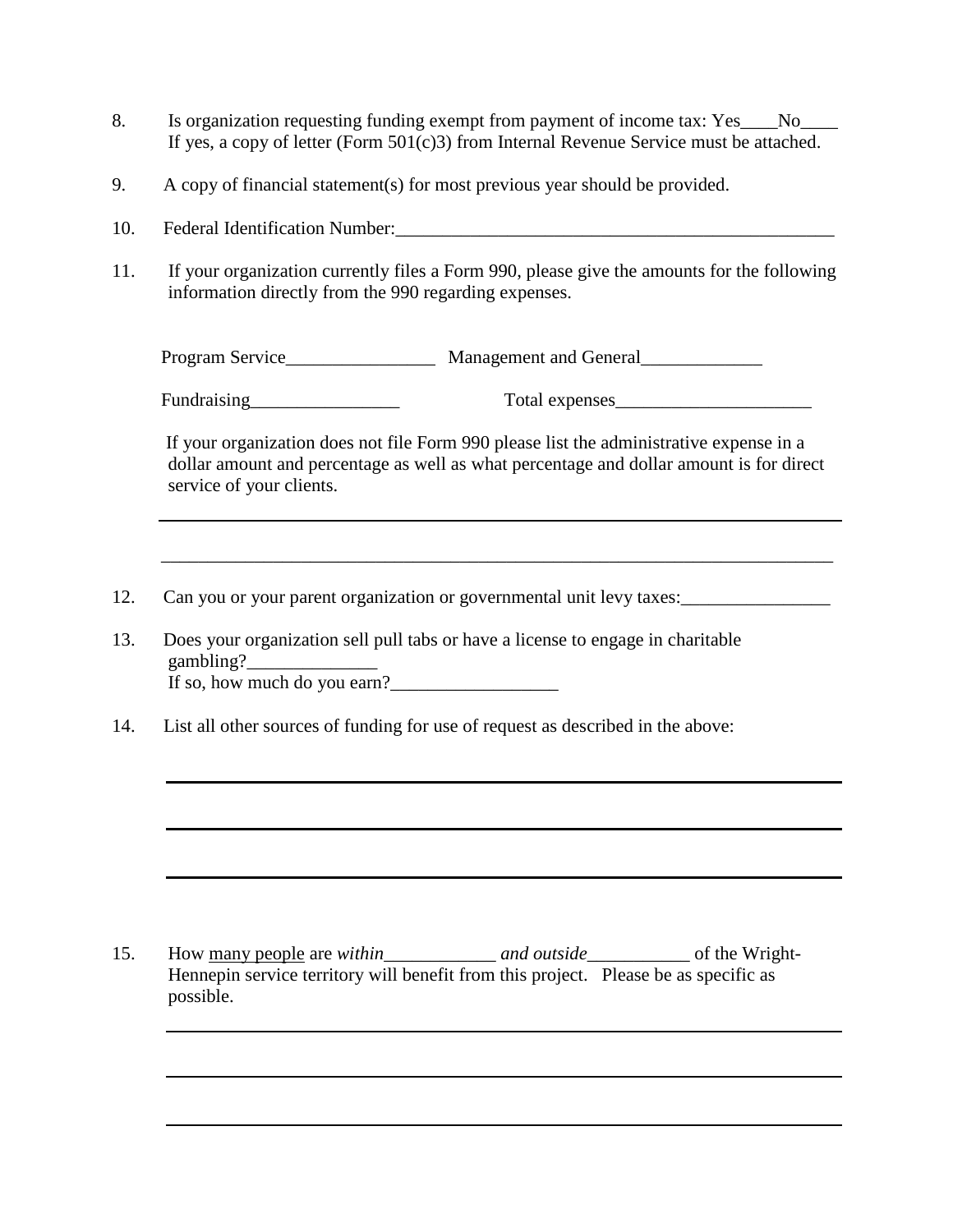8. Is organization requesting funding exempt from payment of income tax: Yes____No____
   If yes, a copy of letter (Form 501(c)3) from Internal Revenue Service must be attached.

9. A copy of financial statement(s) for most previous year should be provided.

10. Federal Identification Number:_________________________________________________

11. If your organization currently files a Form 990, please give the amounts for the following information directly from the 990 regarding expenses.

    Program Service________________ Management and General_____________

    Fundraising________________ Total expenses_____________________

    If your organization does not file Form 990 please list the administrative expense in a dollar amount and percentage as well as what percentage and dollar amount is for direct service of your clients.

    ___________________________________________________________________________

    ___________________________________________________________________________

12. Can you or your parent organization or governmental unit levy taxes:________________

13. Does your organization sell pull tabs or have a license to engage in charitable gambling?______________
    If so, how much do you earn?__________________

14. List all other sources of funding for use of request as described in the above:

    ___________________________________________________________________________

    ___________________________________________________________________________

    ___________________________________________________________________________

15. How <u>many people</u> are *within*____________ *and outside*___________ of the Wright-Hennepin service territory will benefit from this project. Please be as specific as possible.

    ___________________________________________________________________________

    ___________________________________________________________________________

    ___________________________________________________________________________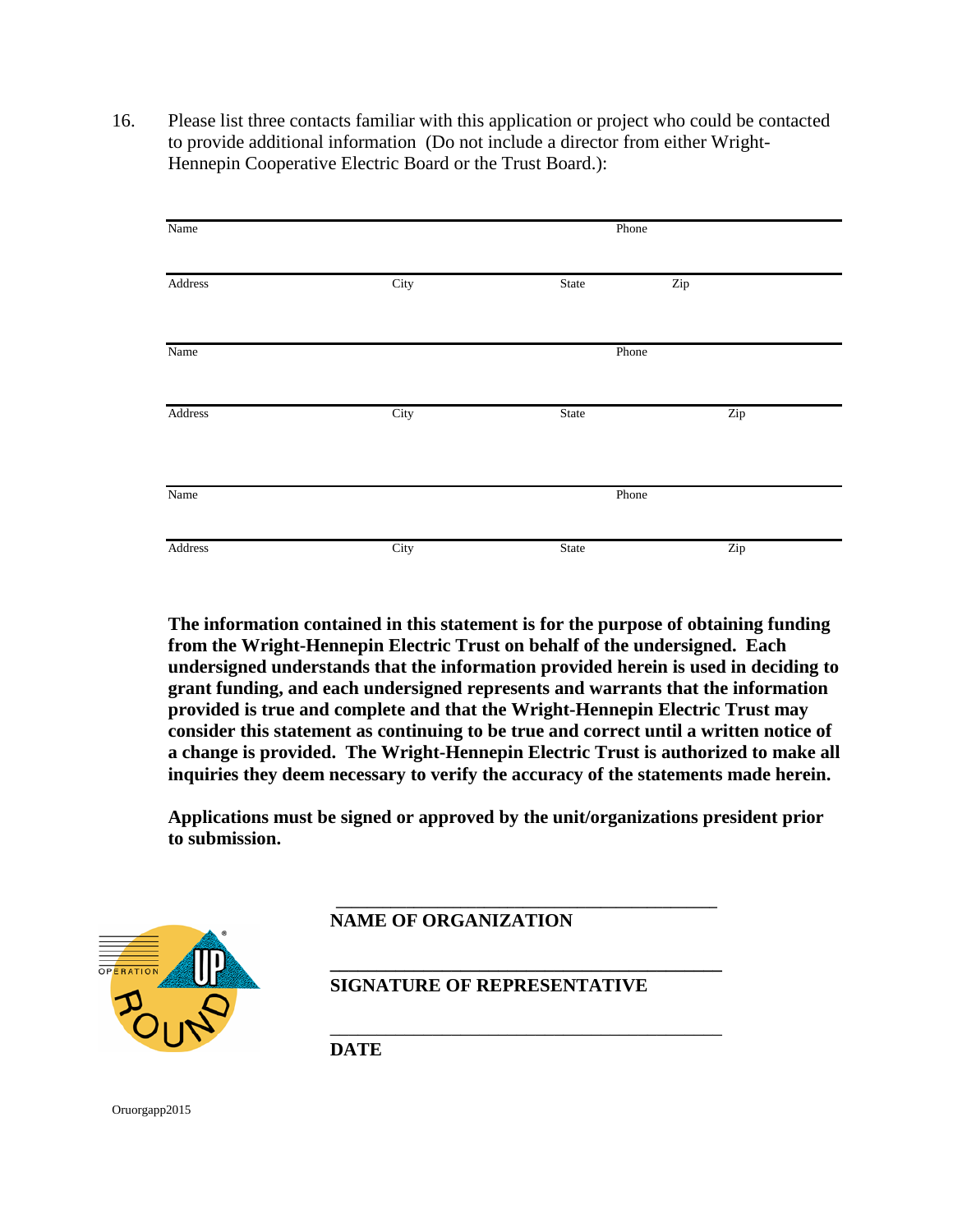16. Please list three contacts familiar with this application or project who could be contacted to provide additional information (Do not include a director from either Wright-Hennepin Cooperative Electric Board or the Trust Board.):

| | | | |
|---|---|---|---|
| Name | | Phone | |
| Address | City | State | Zip |
| Name | | Phone | |
| Address | City | State | Zip |
| Name | | Phone | |
| Address | City | State | Zip |

**The information contained in this statement is for the purpose of obtaining funding from the Wright-Hennepin Electric Trust on behalf of the undersigned. Each undersigned understands that the information provided herein is used in deciding to grant funding, and each undersigned represents and warrants that the information provided is true and complete and that the Wright-Hennepin Electric Trust may consider this statement as continuing to be true and correct until a written notice of a change is provided. The Wright-Hennepin Electric Trust is authorized to make all inquiries they deem necessary to verify the accuracy of the statements made herein.**

**Applications must be signed or approved by the unit/organizations president prior to submission.**

OPERATION UP ROUND

___________________________________________

**NAME OF ORGANIZATION**

___________________________________________

**SIGNATURE OF REPRESENTATIVE**

___________________________________________

**DATE**

Oruorgapp2015